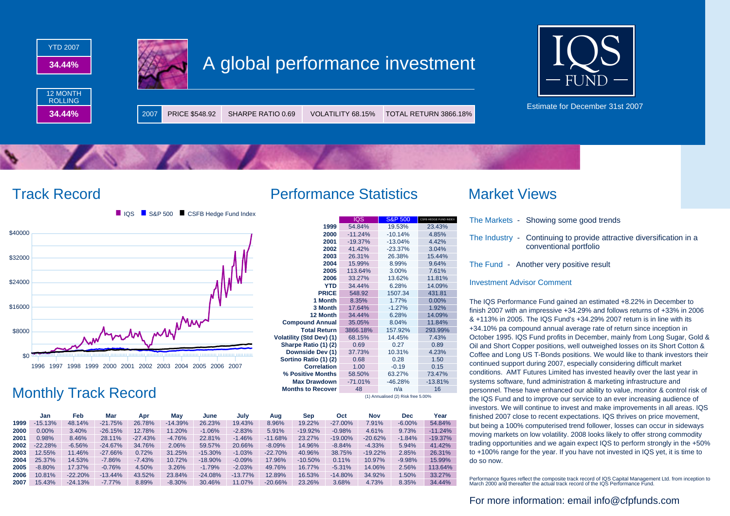| YTD 2007 |
| --- |
| **34.44%** |

| 12 MONTH ROLLING |
| --- |
| **34.44%** |

# A global performance investment

| 2007 | PRICE $548.92 | SHARPE RATIO 0.69 | VOLATILITY 68.15% | TOTAL RETURN 3866.18% |
| --- | --- | --- | --- | --- |

IQS FUND

Estimate for December 31st 2007

## Track Record

IQS | S&P 500 | CSFB Hedge Fund Index

## Performance Statistics

| | IQS | S&P 500 | CSFB HEDGE FUND INDEX |
| --- | --- | --- | --- |
| **1999** | 54.84% | 19.53% | 23.43% |
| **2000** | -11.24% | -10.14% | 4.85% |
| **2001** | -19.37% | -13.04% | 4.42% |
| **2002** | 41.42% | -23.37% | 3.04% |
| **2003** | 26.31% | 26.38% | 15.44% |
| **2004** | 15.99% | 8.99% | 9.64% |
| **2005** | 113.64% | 3.00% | 7.61% |
| **2006** | 33.27% | 13.62% | 11.81% |
| **YTD** | 34.44% | 6.28% | 14.09% |
| **PRICE** | 548.92 | 1507.34 | 431.81 |
| **1 Month** | 8.35% | 1.77% | 0.00% |
| **3 Month** | 17.64% | -1.27% | 1.92% |
| **12 Month** | 34.44% | 6.28% | 14.09% |
| **Compound Annual** | 35.05% | 8.04% | 11.84% |
| **Total Return** | 3866.18% | 157.92% | 293.99% |
| **Volatility (Std Dev) (1)** | 68.15% | 14.45% | 7.43% |
| **Sharpe Ratio (1) (2)** | 0.69 | 0.27 | 0.89 |
| **Downside Dev (1)** | 37.73% | 10.31% | 4.23% |
| **Sortino Ratio (1) (2)** | 0.68 | 0.28 | 1.50 |
| **Correlation** | 1.00 | -0.19 | 0.15 |
| **% Positive Months** | 58.50% | 63.27% | 73.47% |
| **Max Drawdown** | -71.01% | -46.28% | -13.81% |
| **Months to Recover** | 48 | n/a | 16 |

(1) Annualised (2) Risk free 5.00%

## Monthly Track Record

| | Jan | Feb | Mar | Apr | May | June | July | Aug | Sep | Oct | Nov | Dec | Year |
| --- | --- | --- | --- | --- | --- | --- | --- | --- | --- | --- | --- | --- | --- |
| **1999** | -15.13% | 48.14% | -21.75% | 26.78% | -14.39% | 26.23% | 19.43% | 8.96% | 19.22% | -27.00% | 7.91% | -6.00% | 54.84% |
| **2000** | 0.00% | 3.40% | -26.15% | 12.78% | 11.20% | -1.06% | -2.83% | 5.91% | -19.92% | -0.98% | 4.61% | 9.73% | -11.24% |
| **2001** | 0.98% | 8.46% | 28.11% | -27.43% | -4.76% | 22.81% | -1.46% | -11.68% | 23.27% | -19.00% | -20.62% | -1.84% | -19.37% |
| **2002** | -22.28% | -6.56% | -24.67% | 34.76% | 2.06% | 59.57% | 20.66% | -8.09% | 14.96% | -8.84% | -4.33% | 5.94% | 41.42% |
| **2003** | 12.55% | 11.46% | -27.66% | 0.72% | 31.25% | -15.30% | -1.03% | -22.70% | 40.96% | 38.75% | -19.22% | 2.85% | 26.31% |
| **2004** | 25.37% | 14.53% | -7.86% | -7.43% | 10.72% | -18.90% | -0.09% | 17.96% | -10.50% | 0.11% | 10.97% | -9.98% | 15.99% |
| **2005** | -8.80% | 17.37% | -0.76% | 4.50% | 3.26% | -1.79% | -2.03% | 49.76% | 16.77% | -5.31% | 14.06% | 2.56% | 113.64% |
| **2006** | 10.81% | -22.20% | -13.44% | 43.52% | 23.84% | -24.08% | -13.77% | 12.89% | 16.53% | -14.80% | 34.92% | 1.50% | 33.27% |
| **2007** | 15.43% | -24.13% | -7.77% | 8.89% | -8.30% | 30.46% | 11.07% | -20.66% | 23.26% | 3.68% | 4.73% | 8.35% | 34.44% |

## Market Views

The Markets - Showing some good trends

The Industry - Continuing to provide attractive diversification in a conventional portfolio

The Fund - Another very positive result

### Investment Advisor Comment

The IQS Performance Fund gained an estimated +8.22% in December to finish 2007 with an impressive +34.29% and follows returns of +33% in 2006 & +113% in 2005. The IQS Fund's +34.29% 2007 return is in line with its +34.10% pa compound annual average rate of return since inception in October 1995. IQS Fund profits in December, mainly from Long Sugar, Gold & Oil and Short Copper positions, well outweighed losses on its Short Cotton & Coffee and Long US T-Bonds positions. We would like to thank investors their continued support during 2007, especially considering difficult market conditions. AMT Futures Limited has invested heavily over the last year in systems software, fund administration & marketing infrastructure and personnel. These have enhanced our ability to value, monitor & control risk of the IQS Fund and to improve our service to an ever increasing audience of investors. We will continue to invest and make improvements in all areas. IQS finished 2007 close to recent expectations. IQS thrives on price movement, but being a 100% computerised trend follower, losses can occur in sideways moving markets on low volatility. 2008 looks likely to offer strong commodity trading opportunities and we again expect IQS to perform strongly in the +50% to +100% range for the year. If you have not invested in IQS yet, it is time to do so now.

Performance figures reflect the composite track record of IQS Capital Management Ltd. from inception to March 2000 and thereafter the actual track record of the IQS Performance Fund.

For more information: email info@cfpfunds.com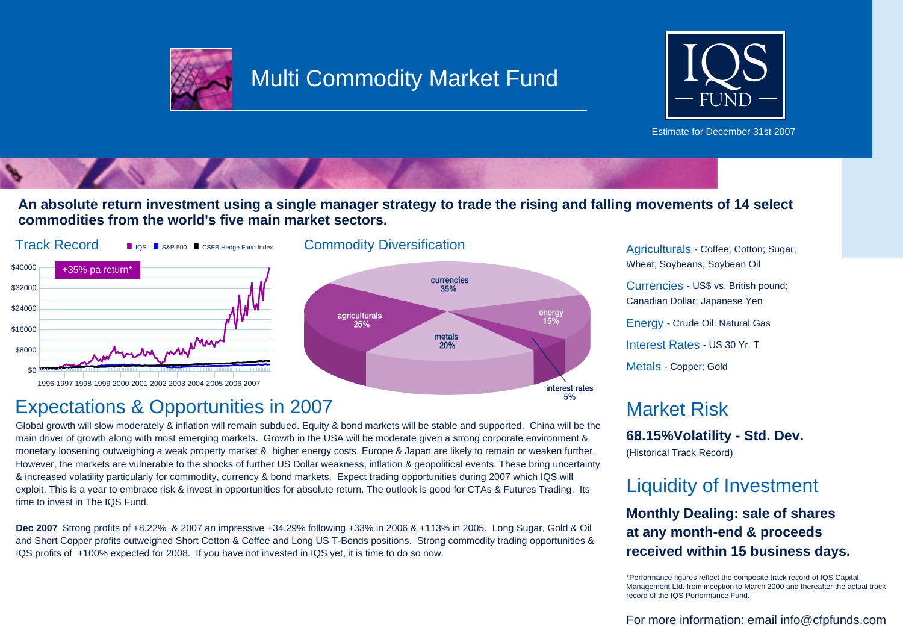# Multi Commodity Market Fund

IQS FUND

Estimate for December 31st 2007

**An absolute return investment using a single manager strategy to trade the rising and falling movements of 14 select commodities from the world's five main market sectors.**

## Track Record

IQS  S&P 500  CSFB Hedge Fund Index

+35% pa return*

$40000
$32000
$24000
$16000
$8000
$0

1996 1997 1998 1999 2000 2001 2002 2003 2004 2005 2006 2007

## Commodity Diversification

currencies 35%
agriculturals 25%
energy 15%
metals 20%
interest rates 5%

Agriculturals - Coffee; Cotton; Sugar; Wheat; Soybeans; Soybean Oil

Currencies - US$ vs. British pound; Canadian Dollar; Japanese Yen

Energy - Crude Oil; Natural Gas

Interest Rates - US 30 Yr. T

Metals - Copper; Gold

## Expectations & Opportunities in 2007

Global growth will slow moderately & inflation will remain subdued. Equity & bond markets will be stable and supported. China will be the main driver of growth along with most emerging markets. Growth in the USA will be moderate given a strong corporate environment & monetary loosening outweighing a weak property market & higher energy costs. Europe & Japan are likely to remain or weaken further. However, the markets are vulnerable to the shocks of further US Dollar weakness, inflation & geopolitical events. These bring uncertainty & increased volatility particularly for commodity, currency & bond markets. Expect trading opportunities during 2007 which IQS will exploit. This is a year to embrace risk & invest in opportunities for absolute return. The outlook is good for CTAs & Futures Trading. Its time to invest in The IQS Fund.

**Dec 2007** Strong profits of +8.22% & 2007 an impressive +34.29% following +33% in 2006 & +113% in 2005. Long Sugar, Gold & Oil and Short Copper profits outweighed Short Cotton & Coffee and Long US T-Bonds positions. Strong commodity trading opportunities & IQS profits of +100% expected for 2008. If you have not invested in IQS yet, it is time to do so now.

## Market Risk

**68.15%Volatility - Std. Dev.**

(Historical Track Record)

## Liquidity of Investment

**Monthly Dealing: sale of shares at any month-end & proceeds received within 15 business days.**

*Performance figures reflect the composite track record of IQS Capital Management Ltd. from inception to March 2000 and thereafter the actual track record of the IQS Performance Fund.

For more information: email info@cfpfunds.com